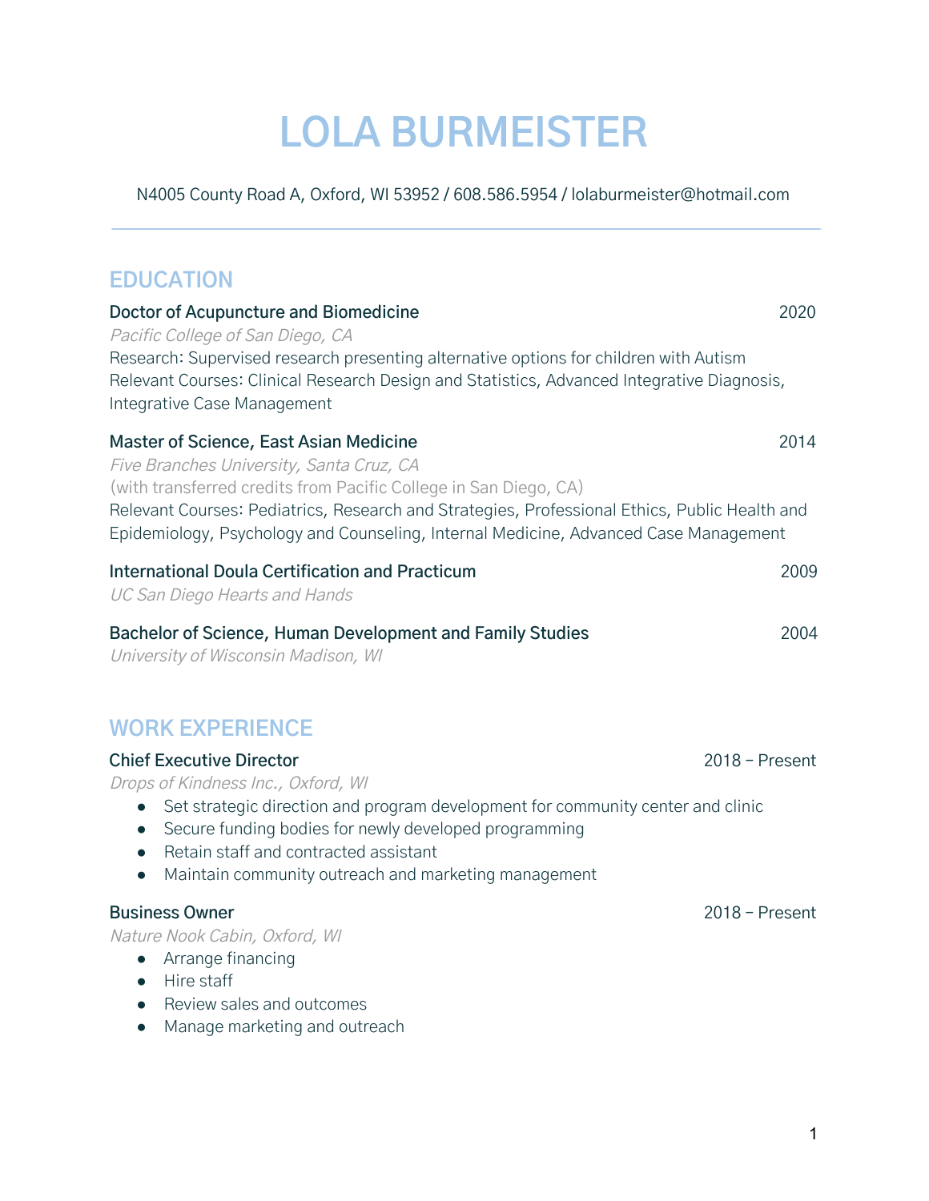# LOLA BURMEISTER

N4005 County Road A, Oxford, WI 53952 / 608.586.5954 / lolaburmeister@hotmail.com

---

## EDUCATION

**Doctor of Acupuncture and Biomedicine** 2020
*Pacific College of San Diego, CA*
Research: Supervised research presenting alternative options for children with Autism
Relevant Courses: Clinical Research Design and Statistics, Advanced Integrative Diagnosis, Integrative Case Management

**Master of Science, East Asian Medicine** 2014
*Five Branches University, Santa Cruz, CA*
(with transferred credits from Pacific College in San Diego, CA)
Relevant Courses: Pediatrics, Research and Strategies, Professional Ethics, Public Health and Epidemiology, Psychology and Counseling, Internal Medicine, Advanced Case Management

**International Doula Certification and Practicum** 2009
*UC San Diego Hearts and Hands*

**Bachelor of Science, Human Development and Family Studies** 2004
*University of Wisconsin Madison, WI*

## WORK EXPERIENCE

**Chief Executive Director** 2018 – Present
*Drops of Kindness Inc., Oxford, WI*

- Set strategic direction and program development for community center and clinic
- Secure funding bodies for newly developed programming
- Retain staff and contracted assistant
- Maintain community outreach and marketing management

**Business Owner** 2018 – Present
*Nature Nook Cabin, Oxford, WI*

- Arrange financing
- Hire staff
- Review sales and outcomes
- Manage marketing and outreach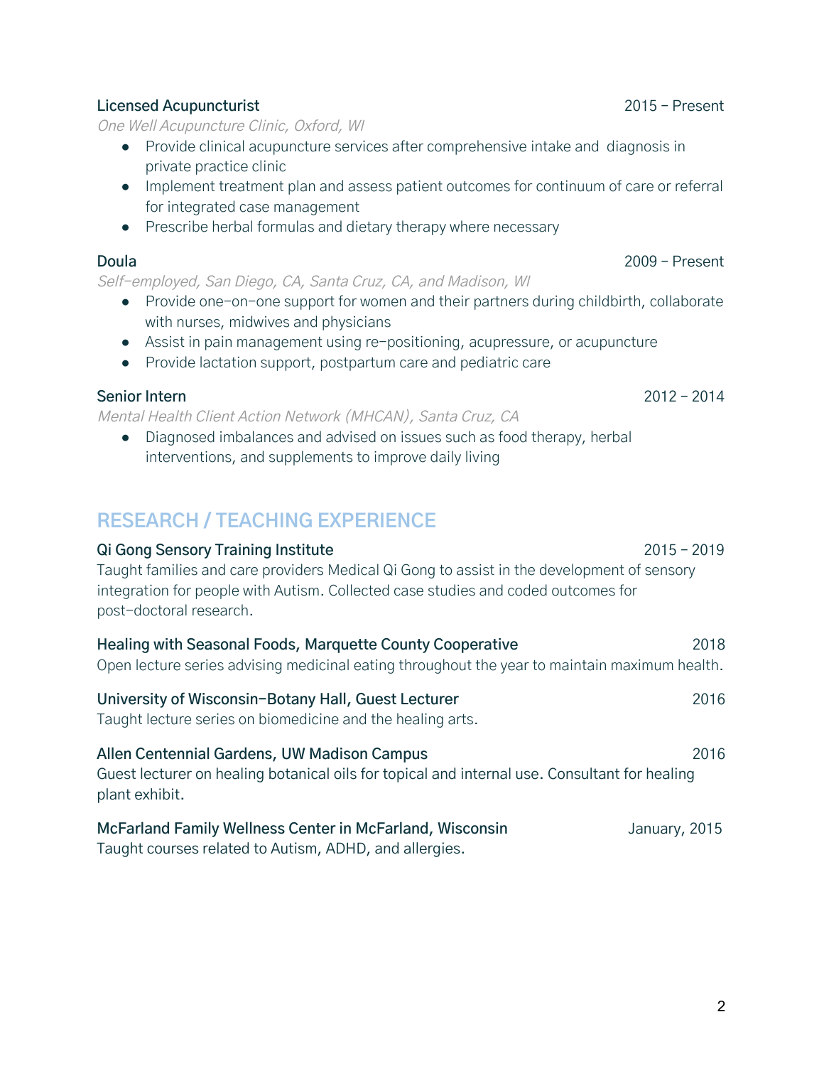**Licensed Acupuncturist** 2015 – Present
*One Well Acupuncture Clinic, Oxford, WI*

- Provide clinical acupuncture services after comprehensive intake and diagnosis in private practice clinic
- Implement treatment plan and assess patient outcomes for continuum of care or referral for integrated case management
- Prescribe herbal formulas and dietary therapy where necessary

**Doula** 2009 – Present
*Self-employed, San Diego, CA, Santa Cruz, CA, and Madison, WI*

- Provide one-on-one support for women and their partners during childbirth, collaborate with nurses, midwives and physicians
- Assist in pain management using re-positioning, acupressure, or acupuncture
- Provide lactation support, postpartum care and pediatric care

**Senior Intern** 2012 – 2014
*Mental Health Client Action Network (MHCAN), Santa Cruz, CA*

- Diagnosed imbalances and advised on issues such as food therapy, herbal interventions, and supplements to improve daily living

## RESEARCH / TEACHING EXPERIENCE

**Qi Gong Sensory Training Institute** 2015 – 2019
Taught families and care providers Medical Qi Gong to assist in the development of sensory integration for people with Autism. Collected case studies and coded outcomes for post-doctoral research.

**Healing with Seasonal Foods, Marquette County Cooperative** 2018
Open lecture series advising medicinal eating throughout the year to maintain maximum health.

**University of Wisconsin-Botany Hall, Guest Lecturer** 2016
Taught lecture series on biomedicine and the healing arts.

**Allen Centennial Gardens, UW Madison Campus** 2016
Guest lecturer on healing botanical oils for topical and internal use. Consultant for healing plant exhibit.

**McFarland Family Wellness Center in McFarland, Wisconsin** January, 2015
Taught courses related to Autism, ADHD, and allergies.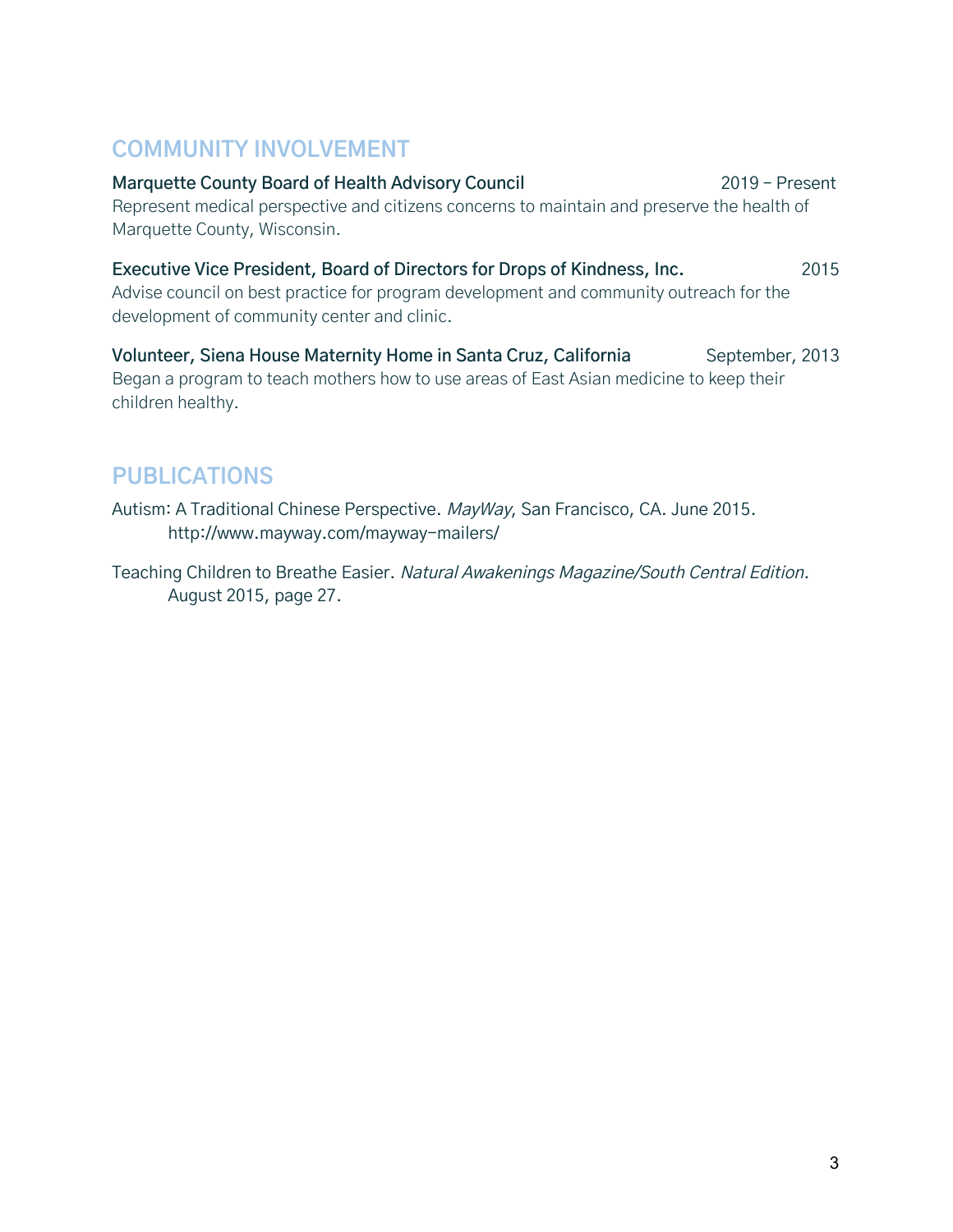## COMMUNITY INVOLVEMENT

**Marquette County Board of Health Advisory Council** 2019 – Present
Represent medical perspective and citizens concerns to maintain and preserve the health of Marquette County, Wisconsin.

**Executive Vice President, Board of Directors for Drops of Kindness, Inc.** 2015
Advise council on best practice for program development and community outreach for the development of community center and clinic.

**Volunteer, Siena House Maternity Home in Santa Cruz, California** September, 2013
Began a program to teach mothers how to use areas of East Asian medicine to keep their children healthy.

## PUBLICATIONS

Autism: A Traditional Chinese Perspective. *MayWay*, San Francisco, CA. June 2015.
http://www.mayway.com/mayway-mailers/

Teaching Children to Breathe Easier. *Natural Awakenings Magazine/South Central Edition.* August 2015, page 27.